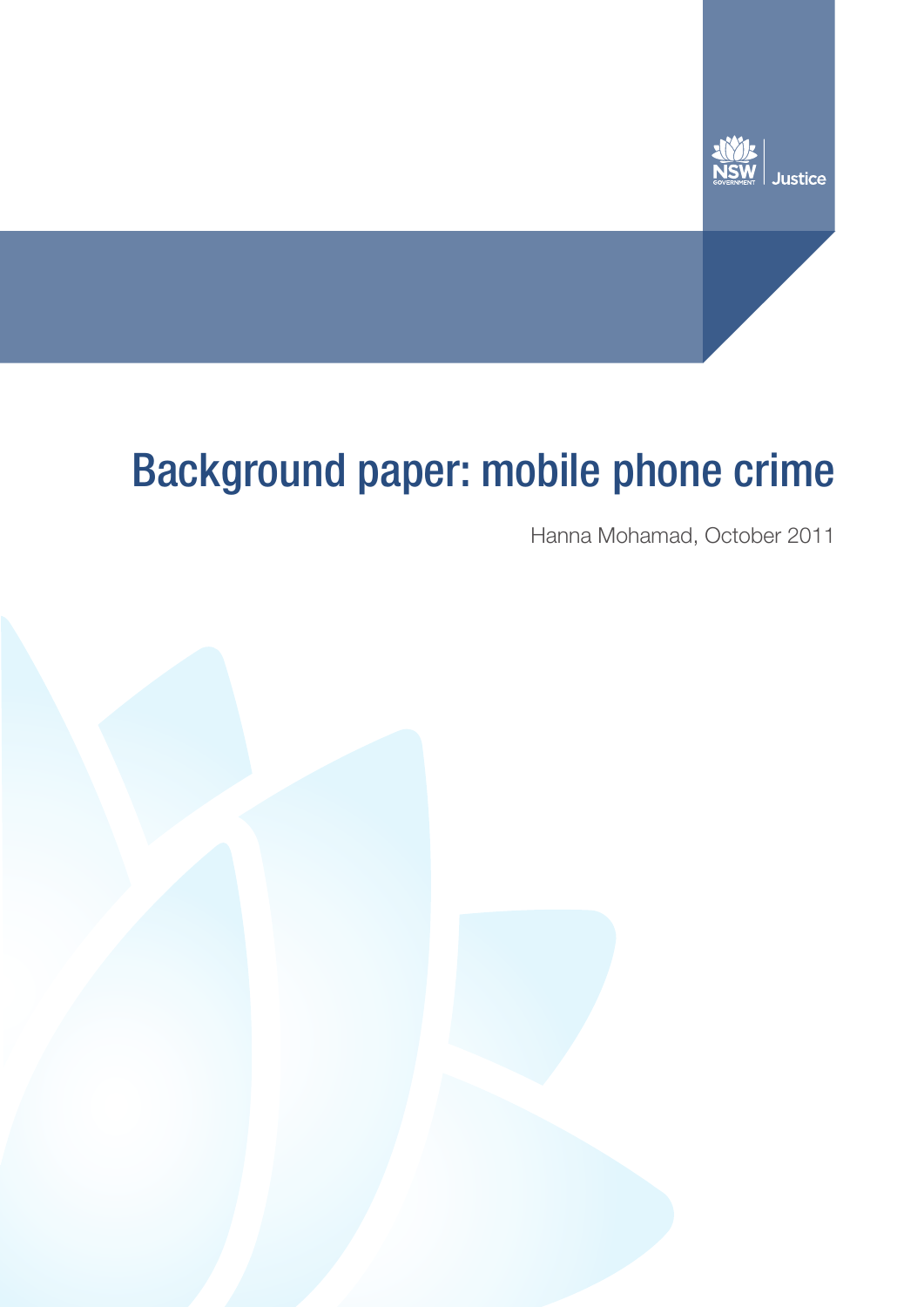NSW GOVERNMENT | Justice

# Background paper: mobile phone crime

Hanna Mohamad, October 2011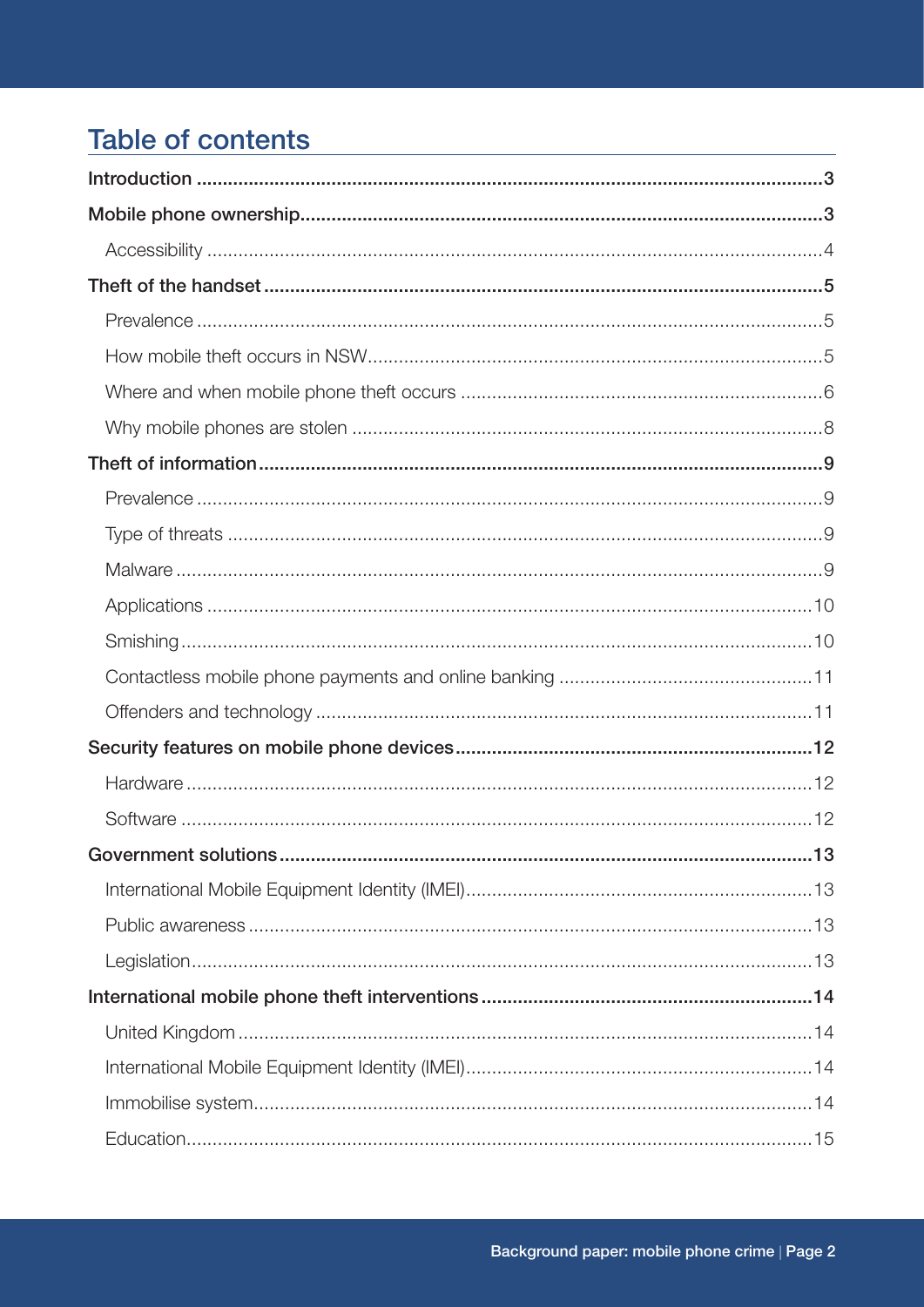## Table of contents

**Introduction** ... 3

**Mobile phone ownership** ... 3

- Accessibility ... 4

**Theft of the handset** ... 5

- Prevalence ... 5
- How mobile theft occurs in NSW ... 5
- Where and when mobile phone theft occurs ... 6
- Why mobile phones are stolen ... 8

**Theft of information** ... 9

- Prevalence ... 9
- Type of threats ... 9
- Malware ... 9
- Applications ... 10
- Smishing ... 10
- Contactless mobile phone payments and online banking ... 11
- Offenders and technology ... 11

**Security features on mobile phone devices** ... 12

- Hardware ... 12
- Software ... 12

**Government solutions** ... 13

- International Mobile Equipment Identity (IMEI) ... 13
- Public awareness ... 13
- Legislation ... 13

**International mobile phone theft interventions** ... 14

- United Kingdom ... 14
- International Mobile Equipment Identity (IMEI) ... 14
- Immobilise system ... 14
- Education ... 15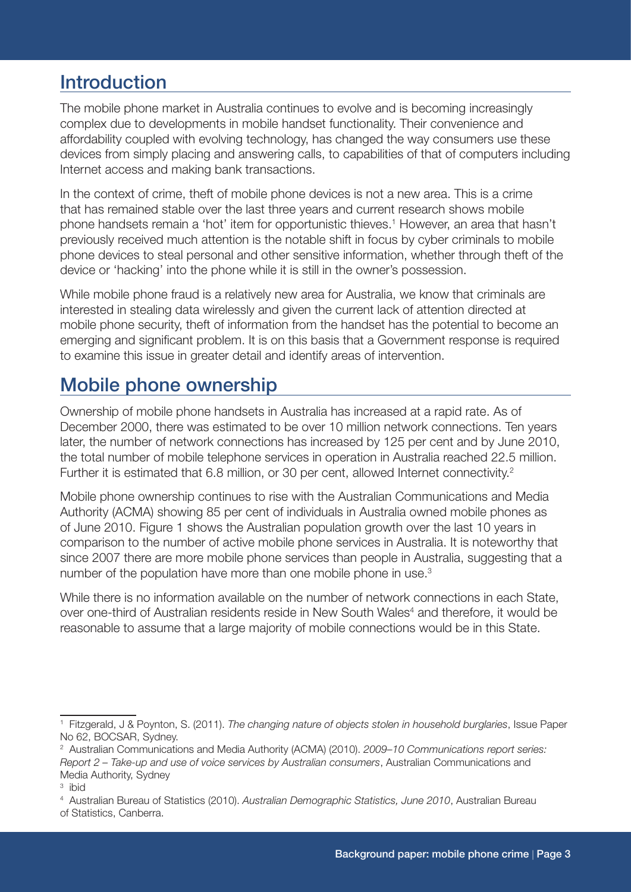## Introduction

The mobile phone market in Australia continues to evolve and is becoming increasingly complex due to developments in mobile handset functionality. Their convenience and affordability coupled with evolving technology, has changed the way consumers use these devices from simply placing and answering calls, to capabilities of that of computers including Internet access and making bank transactions.

In the context of crime, theft of mobile phone devices is not a new area. This is a crime that has remained stable over the last three years and current research shows mobile phone handsets remain a 'hot' item for opportunistic thieves.[1] However, an area that hasn't previously received much attention is the notable shift in focus by cyber criminals to mobile phone devices to steal personal and other sensitive information, whether through theft of the device or 'hacking' into the phone while it is still in the owner's possession.

While mobile phone fraud is a relatively new area for Australia, we know that criminals are interested in stealing data wirelessly and given the current lack of attention directed at mobile phone security, theft of information from the handset has the potential to become an emerging and significant problem. It is on this basis that a Government response is required to examine this issue in greater detail and identify areas of intervention.

## Mobile phone ownership

Ownership of mobile phone handsets in Australia has increased at a rapid rate. As of December 2000, there was estimated to be over 10 million network connections. Ten years later, the number of network connections has increased by 125 per cent and by June 2010, the total number of mobile telephone services in operation in Australia reached 22.5 million. Further it is estimated that 6.8 million, or 30 per cent, allowed Internet connectivity.[2]

Mobile phone ownership continues to rise with the Australian Communications and Media Authority (ACMA) showing 85 per cent of individuals in Australia owned mobile phones as of June 2010. Figure 1 shows the Australian population growth over the last 10 years in comparison to the number of active mobile phone services in Australia. It is noteworthy that since 2007 there are more mobile phone services than people in Australia, suggesting that a number of the population have more than one mobile phone in use.[3]

While there is no information available on the number of network connections in each State, over one-third of Australian residents reside in New South Wales[4] and therefore, it would be reasonable to assume that a large majority of mobile connections would be in this State.

---

[1] Fitzgerald, J & Poynton, S. (2011). *The changing nature of objects stolen in household burglaries*, Issue Paper No 62, BOCSAR, Sydney.

[2] Australian Communications and Media Authority (ACMA) (2010). *2009–10 Communications report series: Report 2 – Take-up and use of voice services by Australian consumers*, Australian Communications and Media Authority, Sydney

[3] ibid

[4] Australian Bureau of Statistics (2010). *Australian Demographic Statistics, June 2010*, Australian Bureau of Statistics, Canberra.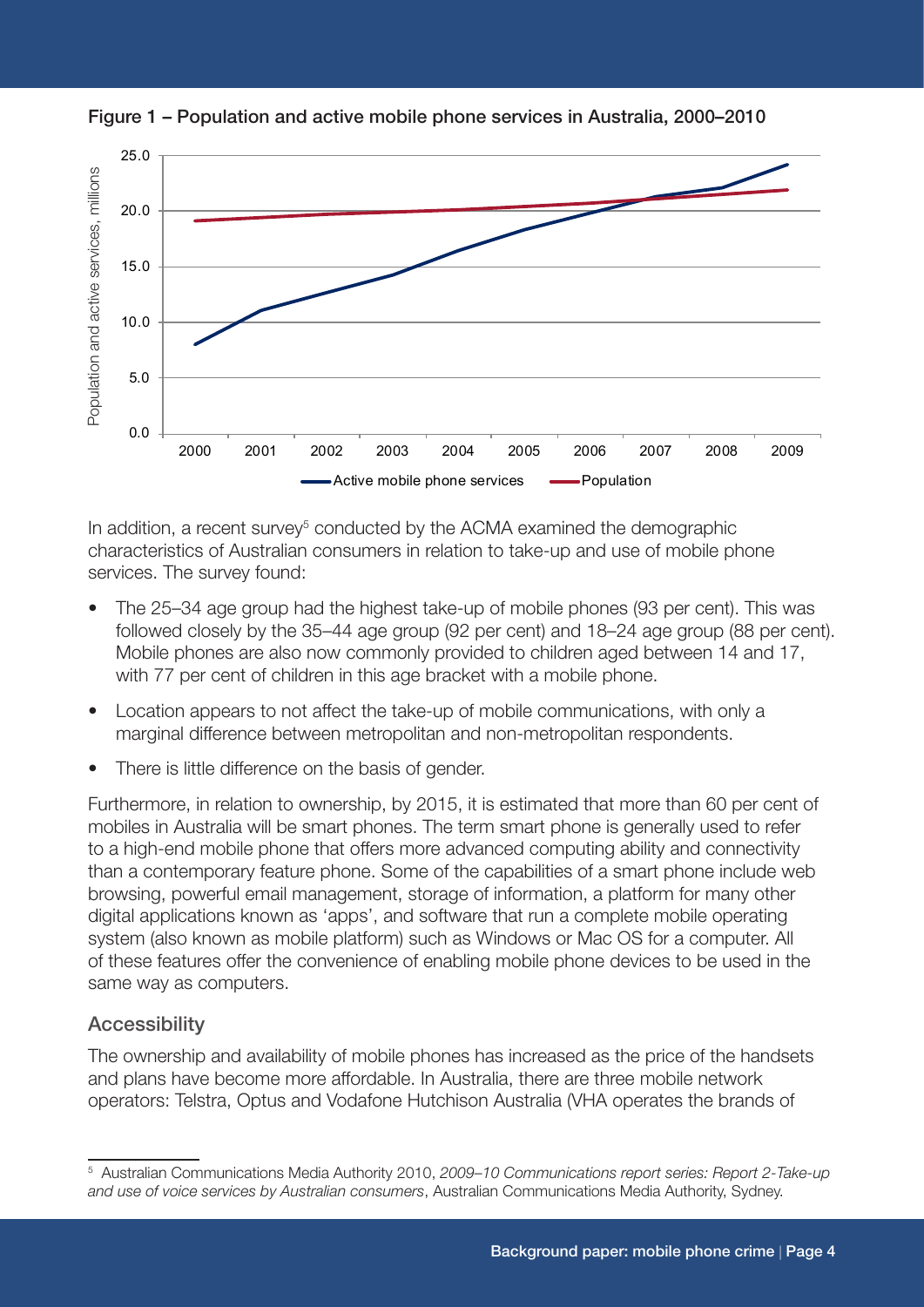Figure 1 – Population and active mobile phone services in Australia, 2000–2010

In addition, a recent survey[5] conducted by the ACMA examined the demographic characteristics of Australian consumers in relation to take-up and use of mobile phone services. The survey found:

- The 25–34 age group had the highest take-up of mobile phones (93 per cent). This was followed closely by the 35–44 age group (92 per cent) and 18–24 age group (88 per cent). Mobile phones are also now commonly provided to children aged between 14 and 17, with 77 per cent of children in this age bracket with a mobile phone.
- Location appears to not affect the take-up of mobile communications, with only a marginal difference between metropolitan and non-metropolitan respondents.
- There is little difference on the basis of gender.

Furthermore, in relation to ownership, by 2015, it is estimated that more than 60 per cent of mobiles in Australia will be smart phones. The term smart phone is generally used to refer to a high-end mobile phone that offers more advanced computing ability and connectivity than a contemporary feature phone. Some of the capabilities of a smart phone include web browsing, powerful email management, storage of information, a platform for many other digital applications known as 'apps', and software that run a complete mobile operating system (also known as mobile platform) such as Windows or Mac OS for a computer. All of these features offer the convenience of enabling mobile phone devices to be used in the same way as computers.

### Accessibility

The ownership and availability of mobile phones has increased as the price of the handsets and plans have become more affordable. In Australia, there are three mobile network operators: Telstra, Optus and Vodafone Hutchison Australia (VHA operates the brands of

---

[5] Australian Communications Media Authority 2010, *2009–10 Communications report series: Report 2-Take-up and use of voice services by Australian consumers*, Australian Communications Media Authority, Sydney.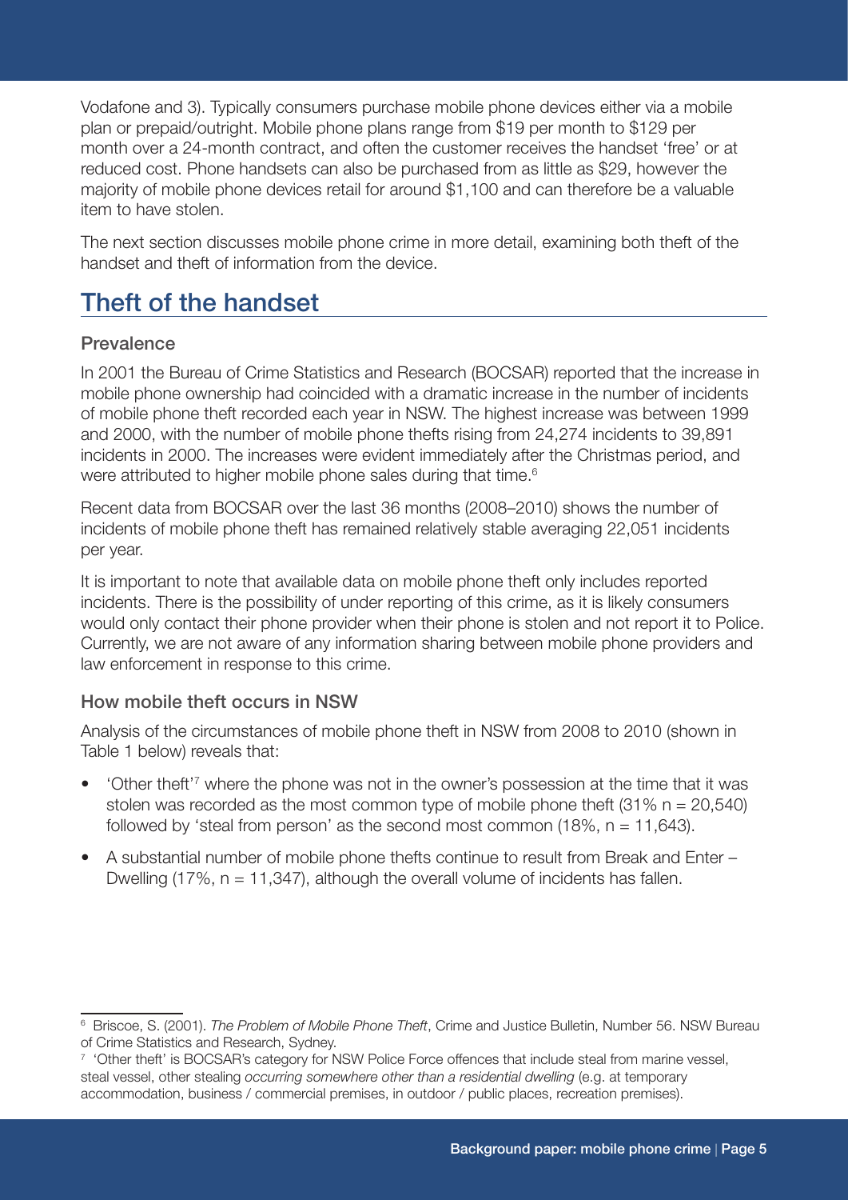Vodafone and 3). Typically consumers purchase mobile phone devices either via a mobile plan or prepaid/outright. Mobile phone plans range from $19 per month to $129 per month over a 24-month contract, and often the customer receives the handset 'free' or at reduced cost. Phone handsets can also be purchased from as little as $29, however the majority of mobile phone devices retail for around $1,100 and can therefore be a valuable item to have stolen.

The next section discusses mobile phone crime in more detail, examining both theft of the handset and theft of information from the device.

## Theft of the handset

### Prevalence

In 2001 the Bureau of Crime Statistics and Research (BOCSAR) reported that the increase in mobile phone ownership had coincided with a dramatic increase in the number of incidents of mobile phone theft recorded each year in NSW. The highest increase was between 1999 and 2000, with the number of mobile phone thefts rising from 24,274 incidents to 39,891 incidents in 2000. The increases were evident immediately after the Christmas period, and were attributed to higher mobile phone sales during that time.[6]

Recent data from BOCSAR over the last 36 months (2008–2010) shows the number of incidents of mobile phone theft has remained relatively stable averaging 22,051 incidents per year.

It is important to note that available data on mobile phone theft only includes reported incidents. There is the possibility of under reporting of this crime, as it is likely consumers would only contact their phone provider when their phone is stolen and not report it to Police. Currently, we are not aware of any information sharing between mobile phone providers and law enforcement in response to this crime.

### How mobile theft occurs in NSW

Analysis of the circumstances of mobile phone theft in NSW from 2008 to 2010 (shown in Table 1 below) reveals that:

- 'Other theft'[7] where the phone was not in the owner's possession at the time that it was stolen was recorded as the most common type of mobile phone theft (31% n = 20,540) followed by 'steal from person' as the second most common (18%, n = 11,643).
- A substantial number of mobile phone thefts continue to result from Break and Enter – Dwelling (17%, n = 11,347), although the overall volume of incidents has fallen.

---

[6] Briscoe, S. (2001). *The Problem of Mobile Phone Theft*, Crime and Justice Bulletin, Number 56. NSW Bureau of Crime Statistics and Research, Sydney.

[7] 'Other theft' is BOCSAR's category for NSW Police Force offences that include steal from marine vessel, steal vessel, other stealing *occurring somewhere other than a residential dwelling* (e.g. at temporary accommodation, business / commercial premises, in outdoor / public places, recreation premises).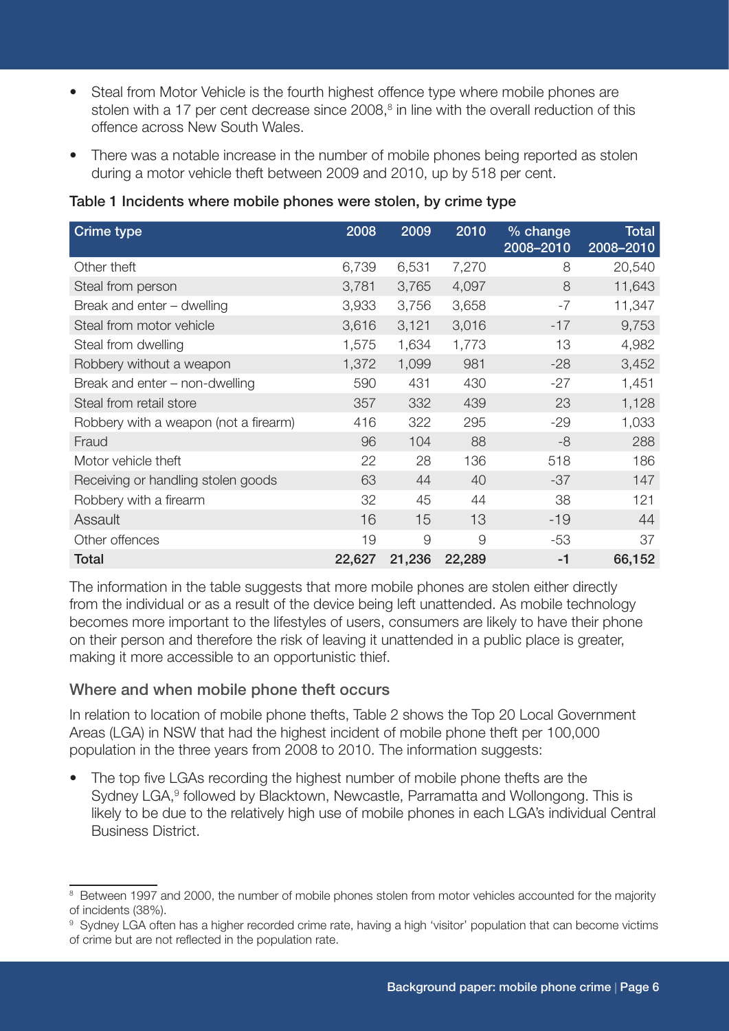- Steal from Motor Vehicle is the fourth highest offence type where mobile phones are stolen with a 17 per cent decrease since 2008,[8] in line with the overall reduction of this offence across New South Wales.
- There was a notable increase in the number of mobile phones being reported as stolen during a motor vehicle theft between 2009 and 2010, up by 518 per cent.

**Table 1 Incidents where mobile phones were stolen, by crime type**

| Crime type | 2008 | 2009 | 2010 | % change 2008–2010 | Total 2008–2010 |
|---|---|---|---|---|---|
| Other theft | 6,739 | 6,531 | 7,270 | 8 | 20,540 |
| Steal from person | 3,781 | 3,765 | 4,097 | 8 | 11,643 |
| Break and enter – dwelling | 3,933 | 3,756 | 3,658 | -7 | 11,347 |
| Steal from motor vehicle | 3,616 | 3,121 | 3,016 | -17 | 9,753 |
| Steal from dwelling | 1,575 | 1,634 | 1,773 | 13 | 4,982 |
| Robbery without a weapon | 1,372 | 1,099 | 981 | -28 | 3,452 |
| Break and enter – non-dwelling | 590 | 431 | 430 | -27 | 1,451 |
| Steal from retail store | 357 | 332 | 439 | 23 | 1,128 |
| Robbery with a weapon (not a firearm) | 416 | 322 | 295 | -29 | 1,033 |
| Fraud | 96 | 104 | 88 | -8 | 288 |
| Motor vehicle theft | 22 | 28 | 136 | 518 | 186 |
| Receiving or handling stolen goods | 63 | 44 | 40 | -37 | 147 |
| Robbery with a firearm | 32 | 45 | 44 | 38 | 121 |
| Assault | 16 | 15 | 13 | -19 | 44 |
| Other offences | 19 | 9 | 9 | -53 | 37 |
| **Total** | **22,627** | **21,236** | **22,289** | **-1** | **66,152** |

The information in the table suggests that more mobile phones are stolen either directly from the individual or as a result of the device being left unattended. As mobile technology becomes more important to the lifestyles of users, consumers are likely to have their phone on their person and therefore the risk of leaving it unattended in a public place is greater, making it more accessible to an opportunistic thief.

### Where and when mobile phone theft occurs

In relation to location of mobile phone thefts, Table 2 shows the Top 20 Local Government Areas (LGA) in NSW that had the highest incident of mobile phone theft per 100,000 population in the three years from 2008 to 2010. The information suggests:

- The top five LGAs recording the highest number of mobile phone thefts are the Sydney LGA,[9] followed by Blacktown, Newcastle, Parramatta and Wollongong. This is likely to be due to the relatively high use of mobile phones in each LGA's individual Central Business District.

---

[8] Between 1997 and 2000, the number of mobile phones stolen from motor vehicles accounted for the majority of incidents (38%).

[9] Sydney LGA often has a higher recorded crime rate, having a high 'visitor' population that can become victims of crime but are not reflected in the population rate.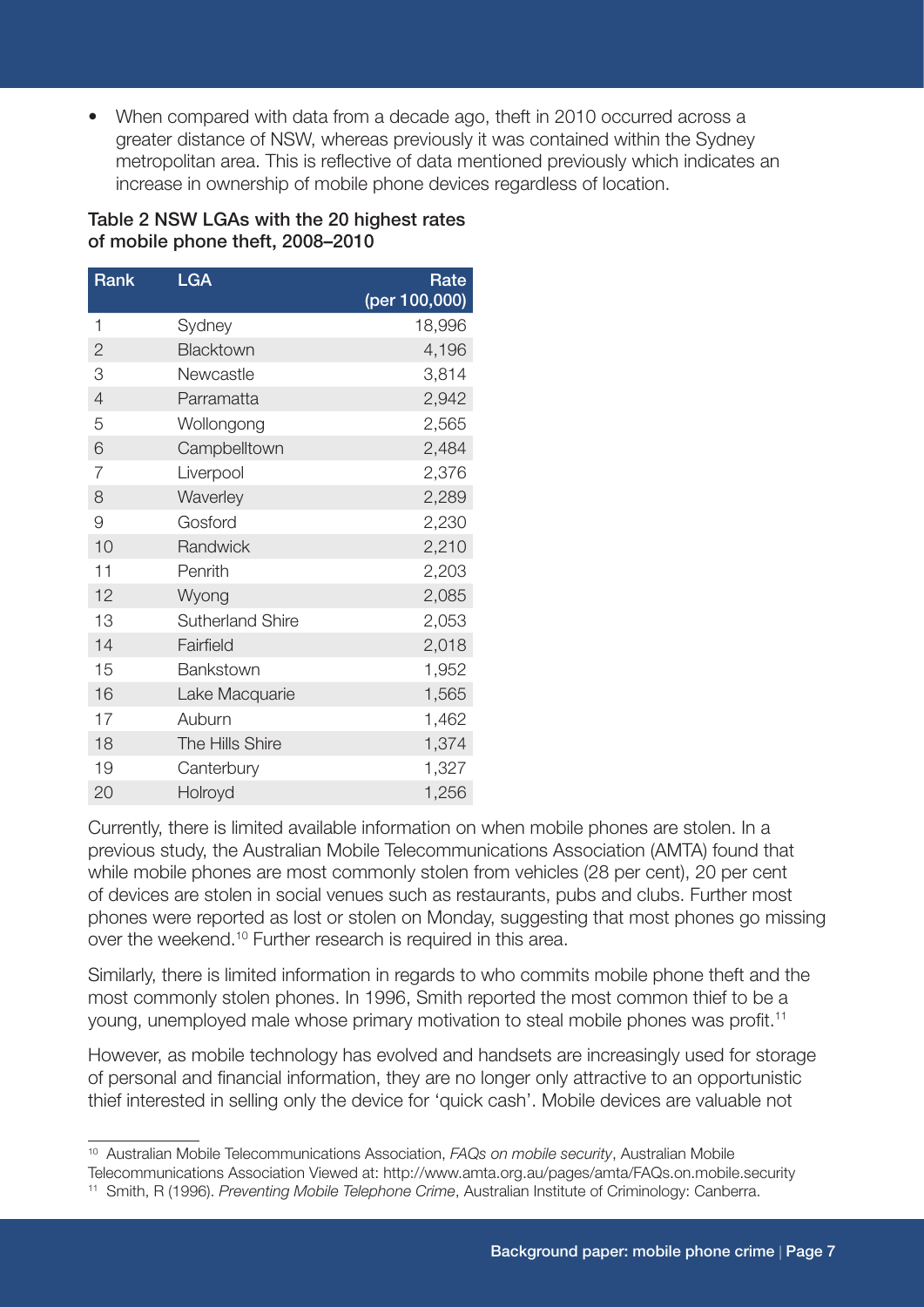- When compared with data from a decade ago, theft in 2010 occurred across a greater distance of NSW, whereas previously it was contained within the Sydney metropolitan area. This is reflective of data mentioned previously which indicates an increase in ownership of mobile phone devices regardless of location.

**Table 2 NSW LGAs with the 20 highest rates of mobile phone theft, 2008–2010**

| Rank | LGA | Rate (per 100,000) |
|---|---|---:|
| 1 | Sydney | 18,996 |
| 2 | Blacktown | 4,196 |
| 3 | Newcastle | 3,814 |
| 4 | Parramatta | 2,942 |
| 5 | Wollongong | 2,565 |
| 6 | Campbelltown | 2,484 |
| 7 | Liverpool | 2,376 |
| 8 | Waverley | 2,289 |
| 9 | Gosford | 2,230 |
| 10 | Randwick | 2,210 |
| 11 | Penrith | 2,203 |
| 12 | Wyong | 2,085 |
| 13 | Sutherland Shire | 2,053 |
| 14 | Fairfield | 2,018 |
| 15 | Bankstown | 1,952 |
| 16 | Lake Macquarie | 1,565 |
| 17 | Auburn | 1,462 |
| 18 | The Hills Shire | 1,374 |
| 19 | Canterbury | 1,327 |
| 20 | Holroyd | 1,256 |

Currently, there is limited available information on when mobile phones are stolen. In a previous study, the Australian Mobile Telecommunications Association (AMTA) found that while mobile phones are most commonly stolen from vehicles (28 per cent), 20 per cent of devices are stolen in social venues such as restaurants, pubs and clubs. Further most phones were reported as lost or stolen on Monday, suggesting that most phones go missing over the weekend.[10] Further research is required in this area.

Similarly, there is limited information in regards to who commits mobile phone theft and the most commonly stolen phones. In 1996, Smith reported the most common thief to be a young, unemployed male whose primary motivation to steal mobile phones was profit.[11]

However, as mobile technology has evolved and handsets are increasingly used for storage of personal and financial information, they are no longer only attractive to an opportunistic thief interested in selling only the device for 'quick cash'. Mobile devices are valuable not

---

[10] Australian Mobile Telecommunications Association, *FAQs on mobile security*, Australian Mobile Telecommunications Association Viewed at: http://www.amta.org.au/pages/amta/FAQs.on.mobile.security

[11] Smith, R (1996). *Preventing Mobile Telephone Crime*, Australian Institute of Criminology: Canberra.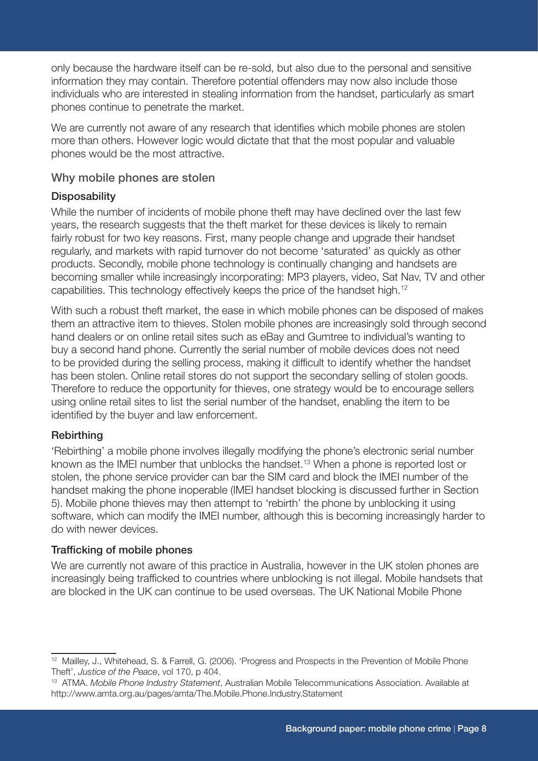only because the hardware itself can be re-sold, but also due to the personal and sensitive information they may contain. Therefore potential offenders may now also include those individuals who are interested in stealing information from the handset, particularly as smart phones continue to penetrate the market.

We are currently not aware of any research that identifies which mobile phones are stolen more than others. However logic would dictate that that the most popular and valuable phones would be the most attractive.

## Why mobile phones are stolen

### Disposability

While the number of incidents of mobile phone theft may have declined over the last few years, the research suggests that the theft market for these devices is likely to remain fairly robust for two key reasons. First, many people change and upgrade their handset regularly, and markets with rapid turnover do not become 'saturated' as quickly as other products. Secondly, mobile phone technology is continually changing and handsets are becoming smaller while increasingly incorporating: MP3 players, video, Sat Nav, TV and other capabilities. This technology effectively keeps the price of the handset high.[12]

With such a robust theft market, the ease in which mobile phones can be disposed of makes them an attractive item to thieves. Stolen mobile phones are increasingly sold through second hand dealers or on online retail sites such as eBay and Gumtree to individual's wanting to buy a second hand phone. Currently the serial number of mobile devices does not need to be provided during the selling process, making it difficult to identify whether the handset has been stolen. Online retail stores do not support the secondary selling of stolen goods. Therefore to reduce the opportunity for thieves, one strategy would be to encourage sellers using online retail sites to list the serial number of the handset, enabling the item to be identified by the buyer and law enforcement.

### Rebirthing

'Rebirthing' a mobile phone involves illegally modifying the phone's electronic serial number known as the IMEI number that unblocks the handset.[13] When a phone is reported lost or stolen, the phone service provider can bar the SIM card and block the IMEI number of the handset making the phone inoperable (IMEI handset blocking is discussed further in Section 5). Mobile phone thieves may then attempt to 'rebirth' the phone by unblocking it using software, which can modify the IMEI number, although this is becoming increasingly harder to do with newer devices.

### Trafficking of mobile phones

We are currently not aware of this practice in Australia, however in the UK stolen phones are increasingly being trafficked to countries where unblocking is not illegal. Mobile handsets that are blocked in the UK can continue to be used overseas. The UK National Mobile Phone

---

[12] Mailley, J., Whitehead, S. & Farrell, G. (2006). 'Progress and Prospects in the Prevention of Mobile Phone Theft', *Justice of the Peace*, vol 170, p 404.

[13] ATMA. *Mobile Phone Industry Statement*, Australian Mobile Telecommunications Association. Available at http://www.amta.org.au/pages/amta/The.Mobile.Phone.Industry.Statement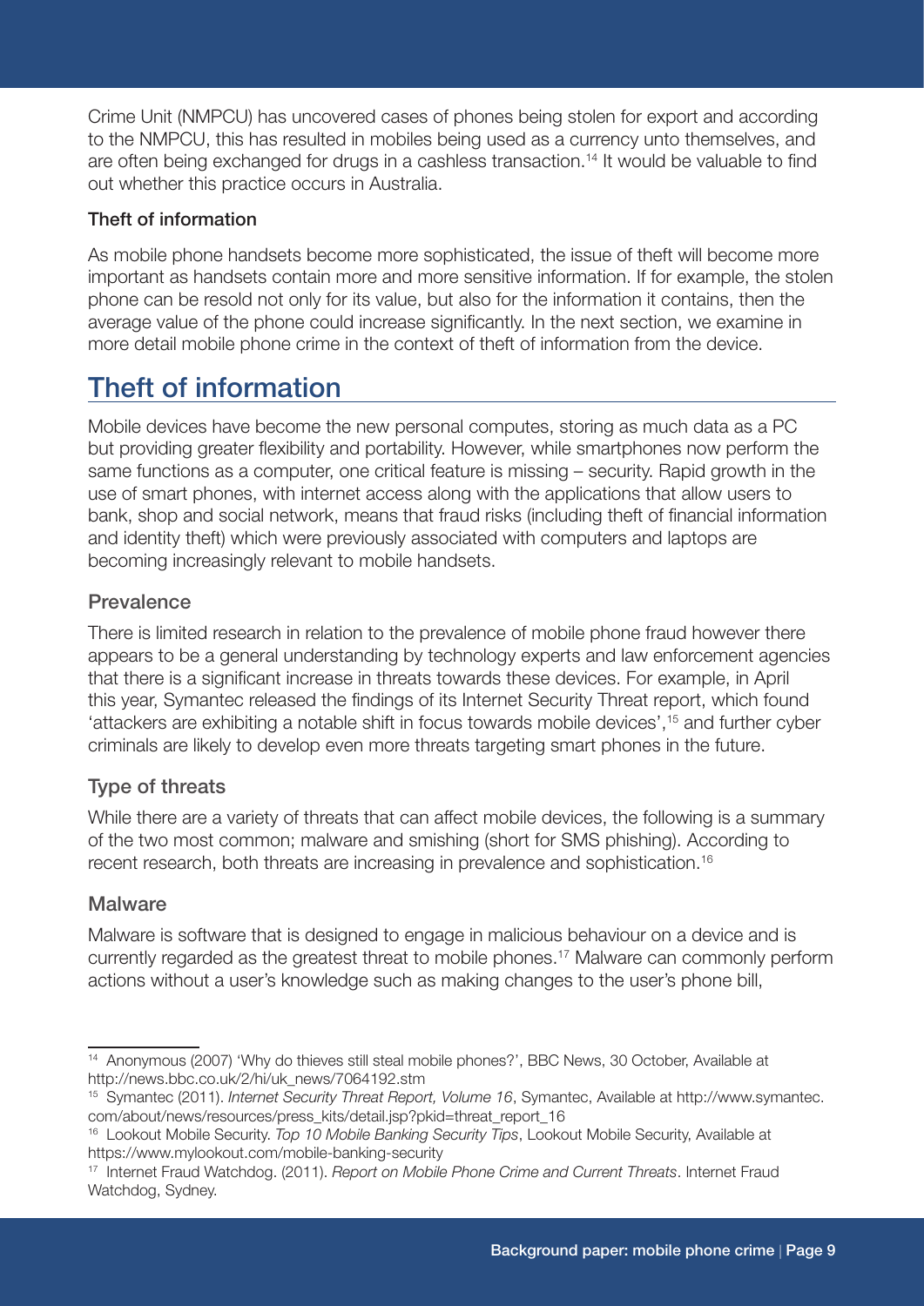Crime Unit (NMPCU) has uncovered cases of phones being stolen for export and according to the NMPCU, this has resulted in mobiles being used as a currency unto themselves, and are often being exchanged for drugs in a cashless transaction.[14] It would be valuable to find out whether this practice occurs in Australia.

**Theft of information**

As mobile phone handsets become more sophisticated, the issue of theft will become more important as handsets contain more and more sensitive information. If for example, the stolen phone can be resold not only for its value, but also for the information it contains, then the average value of the phone could increase significantly. In the next section, we examine in more detail mobile phone crime in the context of theft of information from the device.

## Theft of information

Mobile devices have become the new personal computes, storing as much data as a PC but providing greater flexibility and portability. However, while smartphones now perform the same functions as a computer, one critical feature is missing – security. Rapid growth in the use of smart phones, with internet access along with the applications that allow users to bank, shop and social network, means that fraud risks (including theft of financial information and identity theft) which were previously associated with computers and laptops are becoming increasingly relevant to mobile handsets.

### Prevalence

There is limited research in relation to the prevalence of mobile phone fraud however there appears to be a general understanding by technology experts and law enforcement agencies that there is a significant increase in threats towards these devices. For example, in April this year, Symantec released the findings of its Internet Security Threat report, which found 'attackers are exhibiting a notable shift in focus towards mobile devices',[15] and further cyber criminals are likely to develop even more threats targeting smart phones in the future.

### Type of threats

While there are a variety of threats that can affect mobile devices, the following is a summary of the two most common; malware and smishing (short for SMS phishing). According to recent research, both threats are increasing in prevalence and sophistication.[16]

### Malware

Malware is software that is designed to engage in malicious behaviour on a device and is currently regarded as the greatest threat to mobile phones.[17] Malware can commonly perform actions without a user's knowledge such as making changes to the user's phone bill,

---

[14] Anonymous (2007) 'Why do thieves still steal mobile phones?', BBC News, 30 October, Available at http://news.bbc.co.uk/2/hi/uk_news/7064192.stm

[15] Symantec (2011). *Internet Security Threat Report, Volume 16*, Symantec, Available at http://www.symantec.com/about/news/resources/press_kits/detail.jsp?pkid=threat_report_16

[16] Lookout Mobile Security. *Top 10 Mobile Banking Security Tips*, Lookout Mobile Security, Available at https://www.mylookout.com/mobile-banking-security

[17] Internet Fraud Watchdog. (2011). *Report on Mobile Phone Crime and Current Threats*. Internet Fraud Watchdog, Sydney.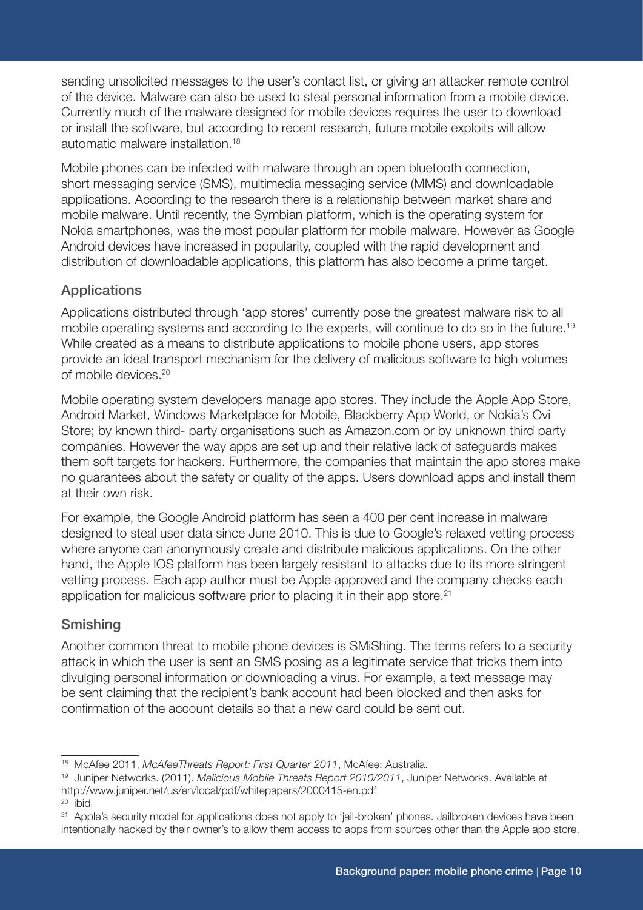sending unsolicited messages to the user's contact list, or giving an attacker remote control of the device. Malware can also be used to steal personal information from a mobile device. Currently much of the malware designed for mobile devices requires the user to download or install the software, but according to recent research, future mobile exploits will allow automatic malware installation.[18]

Mobile phones can be infected with malware through an open bluetooth connection, short messaging service (SMS), multimedia messaging service (MMS) and downloadable applications. According to the research there is a relationship between market share and mobile malware. Until recently, the Symbian platform, which is the operating system for Nokia smartphones, was the most popular platform for mobile malware. However as Google Android devices have increased in popularity, coupled with the rapid development and distribution of downloadable applications, this platform has also become a prime target.

### Applications

Applications distributed through 'app stores' currently pose the greatest malware risk to all mobile operating systems and according to the experts, will continue to do so in the future.[19] While created as a means to distribute applications to mobile phone users, app stores provide an ideal transport mechanism for the delivery of malicious software to high volumes of mobile devices.[20]

Mobile operating system developers manage app stores. They include the Apple App Store, Android Market, Windows Marketplace for Mobile, Blackberry App World, or Nokia's Ovi Store; by known third- party organisations such as Amazon.com or by unknown third party companies. However the way apps are set up and their relative lack of safeguards makes them soft targets for hackers. Furthermore, the companies that maintain the app stores make no guarantees about the safety or quality of the apps. Users download apps and install them at their own risk.

For example, the Google Android platform has seen a 400 per cent increase in malware designed to steal user data since June 2010. This is due to Google's relaxed vetting process where anyone can anonymously create and distribute malicious applications. On the other hand, the Apple IOS platform has been largely resistant to attacks due to its more stringent vetting process. Each app author must be Apple approved and the company checks each application for malicious software prior to placing it in their app store.[21]

### Smishing

Another common threat to mobile phone devices is SMiShing. The terms refers to a security attack in which the user is sent an SMS posing as a legitimate service that tricks them into divulging personal information or downloading a virus. For example, a text message may be sent claiming that the recipient's bank account had been blocked and then asks for confirmation of the account details so that a new card could be sent out.

---

[18] McAfee 2011, *McAfeeThreats Report: First Quarter 2011*, McAfee: Australia.

[19] Juniper Networks. (2011). *Malicious Mobile Threats Report 2010/2011*, Juniper Networks. Available at http://www.juniper.net/us/en/local/pdf/whitepapers/2000415-en.pdf

[20] ibid

[21] Apple's security model for applications does not apply to 'jail-broken' phones. Jailbroken devices have been intentionally hacked by their owner's to allow them access to apps from sources other than the Apple app store.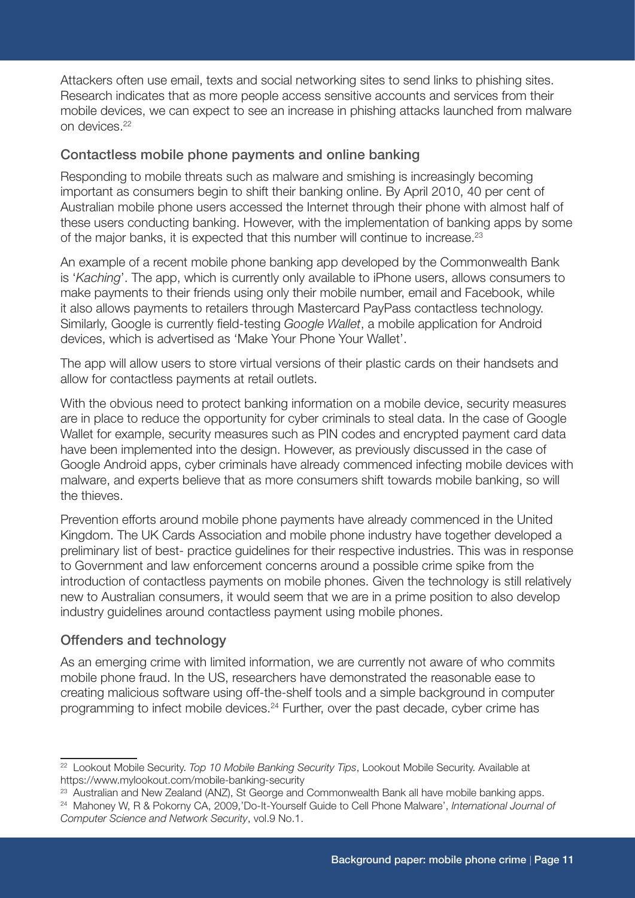Attackers often use email, texts and social networking sites to send links to phishing sites. Research indicates that as more people access sensitive accounts and services from their mobile devices, we can expect to see an increase in phishing attacks launched from malware on devices.[22]

## Contactless mobile phone payments and online banking

Responding to mobile threats such as malware and smishing is increasingly becoming important as consumers begin to shift their banking online. By April 2010, 40 per cent of Australian mobile phone users accessed the Internet through their phone with almost half of these users conducting banking. However, with the implementation of banking apps by some of the major banks, it is expected that this number will continue to increase.[23]

An example of a recent mobile phone banking app developed by the Commonwealth Bank is '*Kaching*'. The app, which is currently only available to iPhone users, allows consumers to make payments to their friends using only their mobile number, email and Facebook, while it also allows payments to retailers through Mastercard PayPass contactless technology. Similarly, Google is currently field-testing *Google Wallet*, a mobile application for Android devices, which is advertised as 'Make Your Phone Your Wallet'.

The app will allow users to store virtual versions of their plastic cards on their handsets and allow for contactless payments at retail outlets.

With the obvious need to protect banking information on a mobile device, security measures are in place to reduce the opportunity for cyber criminals to steal data. In the case of Google Wallet for example, security measures such as PIN codes and encrypted payment card data have been implemented into the design. However, as previously discussed in the case of Google Android apps, cyber criminals have already commenced infecting mobile devices with malware, and experts believe that as more consumers shift towards mobile banking, so will the thieves.

Prevention efforts around mobile phone payments have already commenced in the United Kingdom. The UK Cards Association and mobile phone industry have together developed a preliminary list of best- practice guidelines for their respective industries. This was in response to Government and law enforcement concerns around a possible crime spike from the introduction of contactless payments on mobile phones. Given the technology is still relatively new to Australian consumers, it would seem that we are in a prime position to also develop industry guidelines around contactless payment using mobile phones.

## Offenders and technology

As an emerging crime with limited information, we are currently not aware of who commits mobile phone fraud. In the US, researchers have demonstrated the reasonable ease to creating malicious software using off-the-shelf tools and a simple background in computer programming to infect mobile devices.[24] Further, over the past decade, cyber crime has

---

[22] Lookout Mobile Security. *Top 10 Mobile Banking Security Tips*, Lookout Mobile Security. Available at https://www.mylookout.com/mobile-banking-security

[23] Australian and New Zealand (ANZ), St George and Commonwealth Bank all have mobile banking apps.

[24] Mahoney W, R & Pokorny CA, 2009,'Do-It-Yourself Guide to Cell Phone Malware', *International Journal of Computer Science and Network Security*, vol.9 No.1.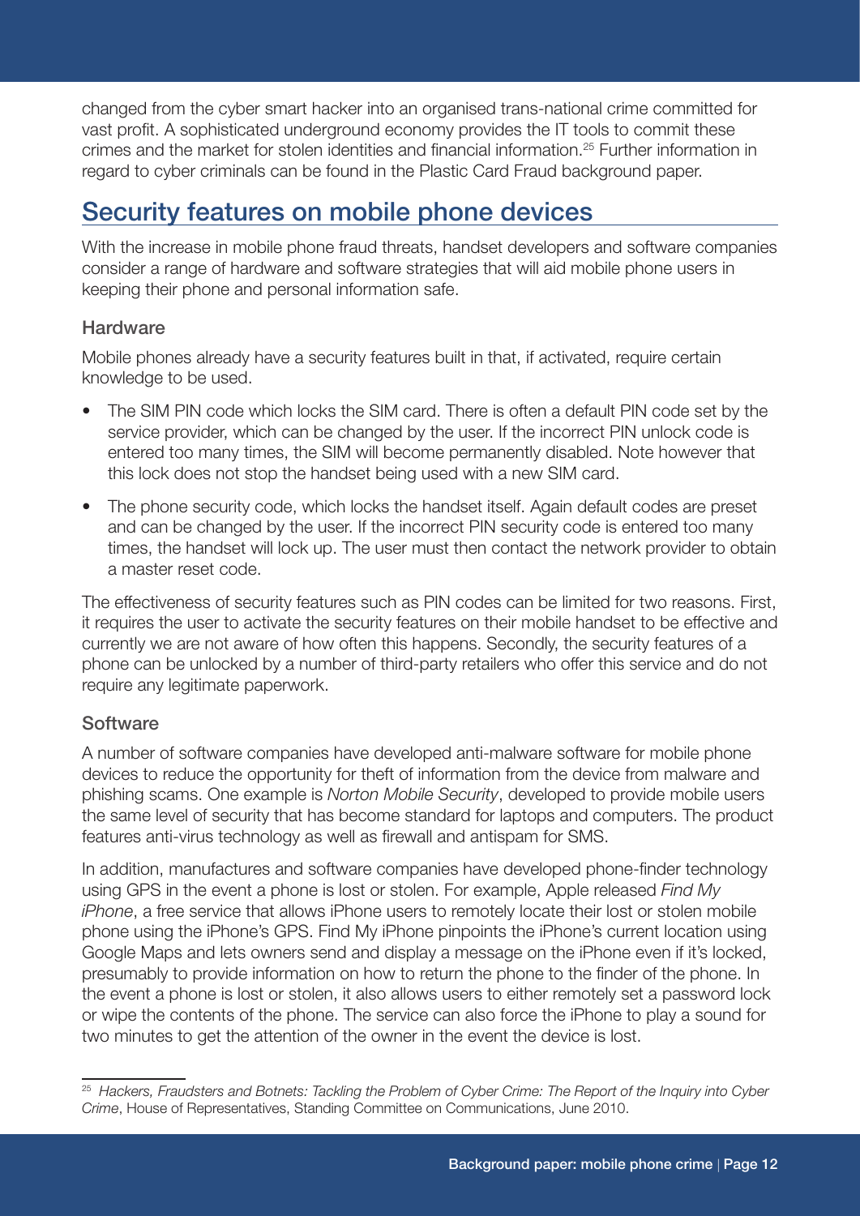changed from the cyber smart hacker into an organised trans-national crime committed for vast profit. A sophisticated underground economy provides the IT tools to commit these crimes and the market for stolen identities and financial information.[25] Further information in regard to cyber criminals can be found in the Plastic Card Fraud background paper.

## Security features on mobile phone devices

With the increase in mobile phone fraud threats, handset developers and software companies consider a range of hardware and software strategies that will aid mobile phone users in keeping their phone and personal information safe.

### Hardware

Mobile phones already have a security features built in that, if activated, require certain knowledge to be used.

- The SIM PIN code which locks the SIM card. There is often a default PIN code set by the service provider, which can be changed by the user. If the incorrect PIN unlock code is entered too many times, the SIM will become permanently disabled. Note however that this lock does not stop the handset being used with a new SIM card.
- The phone security code, which locks the handset itself. Again default codes are preset and can be changed by the user. If the incorrect PIN security code is entered too many times, the handset will lock up. The user must then contact the network provider to obtain a master reset code.

The effectiveness of security features such as PIN codes can be limited for two reasons. First, it requires the user to activate the security features on their mobile handset to be effective and currently we are not aware of how often this happens. Secondly, the security features of a phone can be unlocked by a number of third-party retailers who offer this service and do not require any legitimate paperwork.

### Software

A number of software companies have developed anti-malware software for mobile phone devices to reduce the opportunity for theft of information from the device from malware and phishing scams. One example is *Norton Mobile Security*, developed to provide mobile users the same level of security that has become standard for laptops and computers. The product features anti-virus technology as well as firewall and antispam for SMS.

In addition, manufactures and software companies have developed phone-finder technology using GPS in the event a phone is lost or stolen. For example, Apple released *Find My iPhone*, a free service that allows iPhone users to remotely locate their lost or stolen mobile phone using the iPhone's GPS. Find My iPhone pinpoints the iPhone's current location using Google Maps and lets owners send and display a message on the iPhone even if it's locked, presumably to provide information on how to return the phone to the finder of the phone. In the event a phone is lost or stolen, it also allows users to either remotely set a password lock or wipe the contents of the phone. The service can also force the iPhone to play a sound for two minutes to get the attention of the owner in the event the device is lost.

[25] *Hackers, Fraudsters and Botnets: Tackling the Problem of Cyber Crime: The Report of the Inquiry into Cyber Crime*, House of Representatives, Standing Committee on Communications, June 2010.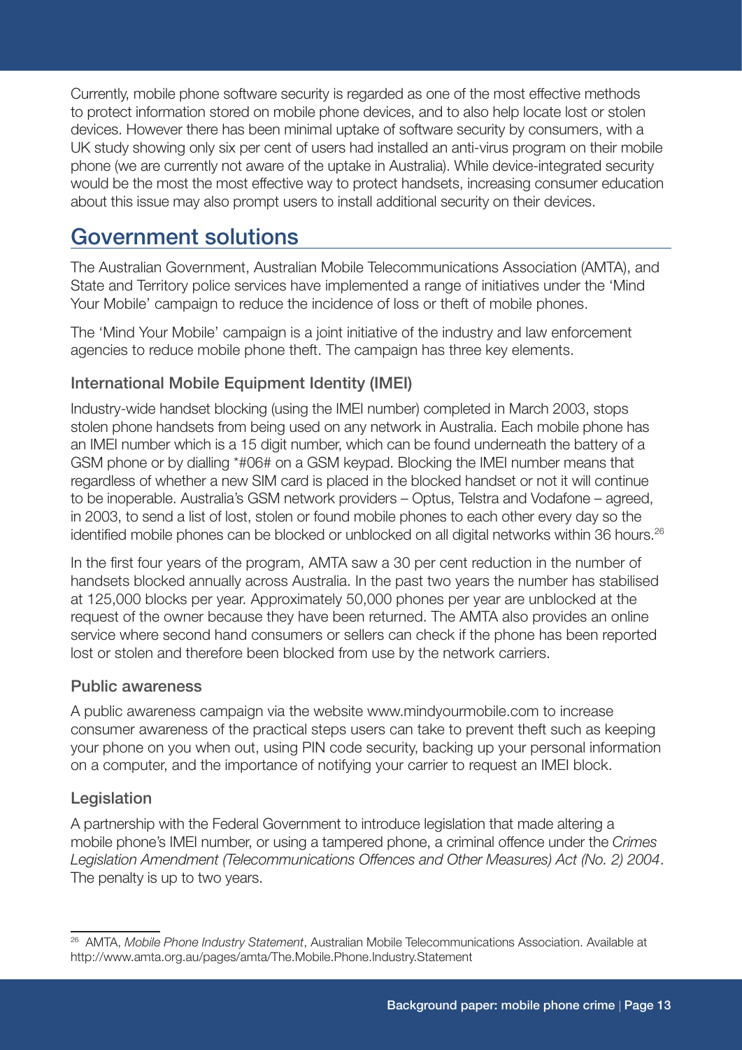Currently, mobile phone software security is regarded as one of the most effective methods to protect information stored on mobile phone devices, and to also help locate lost or stolen devices. However there has been minimal uptake of software security by consumers, with a UK study showing only six per cent of users had installed an anti-virus program on their mobile phone (we are currently not aware of the uptake in Australia). While device-integrated security would be the most the most effective way to protect handsets, increasing consumer education about this issue may also prompt users to install additional security on their devices.

## Government solutions

The Australian Government, Australian Mobile Telecommunications Association (AMTA), and State and Territory police services have implemented a range of initiatives under the 'Mind Your Mobile' campaign to reduce the incidence of loss or theft of mobile phones.

The 'Mind Your Mobile' campaign is a joint initiative of the industry and law enforcement agencies to reduce mobile phone theft. The campaign has three key elements.

### International Mobile Equipment Identity (IMEI)

Industry-wide handset blocking (using the IMEI number) completed in March 2003, stops stolen phone handsets from being used on any network in Australia. Each mobile phone has an IMEI number which is a 15 digit number, which can be found underneath the battery of a GSM phone or by dialling *#06# on a GSM keypad. Blocking the IMEI number means that regardless of whether a new SIM card is placed in the blocked handset or not it will continue to be inoperable. Australia's GSM network providers – Optus, Telstra and Vodafone – agreed, in 2003, to send a list of lost, stolen or found mobile phones to each other every day so the identified mobile phones can be blocked or unblocked on all digital networks within 36 hours.[26]

In the first four years of the program, AMTA saw a 30 per cent reduction in the number of handsets blocked annually across Australia. In the past two years the number has stabilised at 125,000 blocks per year. Approximately 50,000 phones per year are unblocked at the request of the owner because they have been returned. The AMTA also provides an online service where second hand consumers or sellers can check if the phone has been reported lost or stolen and therefore been blocked from use by the network carriers.

### Public awareness

A public awareness campaign via the website www.mindyourmobile.com to increase consumer awareness of the practical steps users can take to prevent theft such as keeping your phone on you when out, using PIN code security, backing up your personal information on a computer, and the importance of notifying your carrier to request an IMEI block.

### Legislation

A partnership with the Federal Government to introduce legislation that made altering a mobile phone's IMEI number, or using a tampered phone, a criminal offence under the *Crimes Legislation Amendment (Telecommunications Offences and Other Measures) Act (No. 2) 2004*. The penalty is up to two years.

---

[26] AMTA, *Mobile Phone Industry Statement*, Australian Mobile Telecommunications Association. Available at http://www.amta.org.au/pages/amta/The.Mobile.Phone.Industry.Statement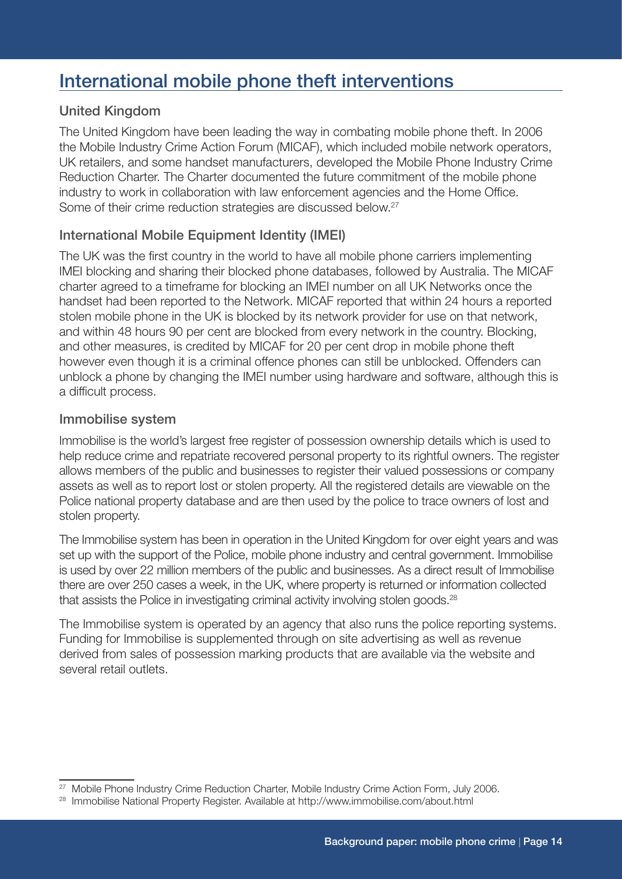# International mobile phone theft interventions

## United Kingdom

The United Kingdom have been leading the way in combating mobile phone theft. In 2006 the Mobile Industry Crime Action Forum (MICAF), which included mobile network operators, UK retailers, and some handset manufacturers, developed the Mobile Phone Industry Crime Reduction Charter. The Charter documented the future commitment of the mobile phone industry to work in collaboration with law enforcement agencies and the Home Office. Some of their crime reduction strategies are discussed below.[27]

## International Mobile Equipment Identity (IMEI)

The UK was the first country in the world to have all mobile phone carriers implementing IMEI blocking and sharing their blocked phone databases, followed by Australia. The MICAF charter agreed to a timeframe for blocking an IMEI number on all UK Networks once the handset had been reported to the Network. MICAF reported that within 24 hours a reported stolen mobile phone in the UK is blocked by its network provider for use on that network, and within 48 hours 90 per cent are blocked from every network in the country. Blocking, and other measures, is credited by MICAF for 20 per cent drop in mobile phone theft however even though it is a criminal offence phones can still be unblocked. Offenders can unblock a phone by changing the IMEI number using hardware and software, although this is a difficult process.

## Immobilise system

Immobilise is the world's largest free register of possession ownership details which is used to help reduce crime and repatriate recovered personal property to its rightful owners. The register allows members of the public and businesses to register their valued possessions or company assets as well as to report lost or stolen property. All the registered details are viewable on the Police national property database and are then used by the police to trace owners of lost and stolen property.

The Immobilise system has been in operation in the United Kingdom for over eight years and was set up with the support of the Police, mobile phone industry and central government. Immobilise is used by over 22 million members of the public and businesses. As a direct result of Immobilise there are over 250 cases a week, in the UK, where property is returned or information collected that assists the Police in investigating criminal activity involving stolen goods.[28]

The Immobilise system is operated by an agency that also runs the police reporting systems. Funding for Immobilise is supplemented through on site advertising as well as revenue derived from sales of possession marking products that are available via the website and several retail outlets.

---

[27] Mobile Phone Industry Crime Reduction Charter, Mobile Industry Crime Action Form, July 2006.

[28] Immobilise National Property Register. Available at http://www.immobilise.com/about.html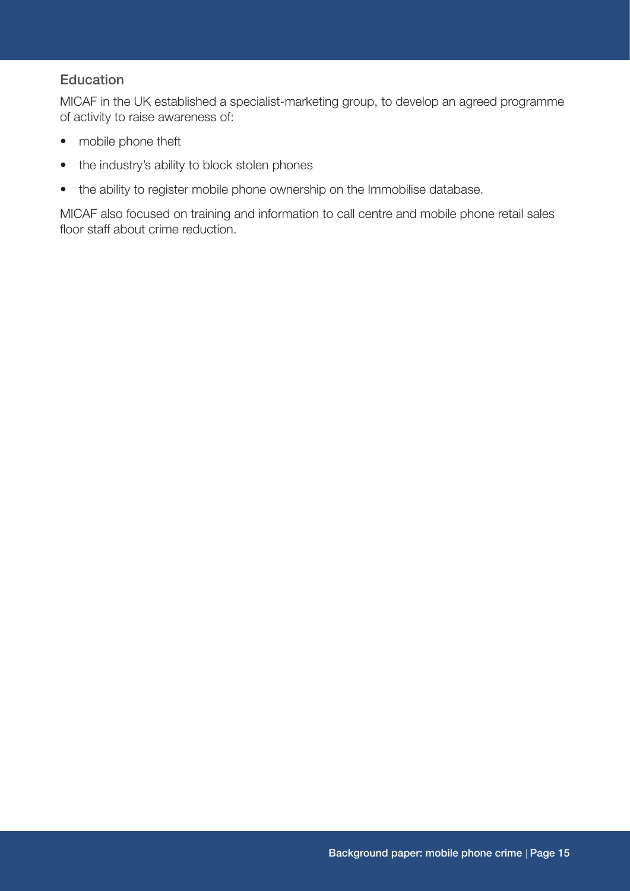### Education

MICAF in the UK established a specialist-marketing group, to develop an agreed programme of activity to raise awareness of:

- mobile phone theft
- the industry's ability to block stolen phones
- the ability to register mobile phone ownership on the Immobilise database.

MICAF also focused on training and information to call centre and mobile phone retail sales floor staff about crime reduction.